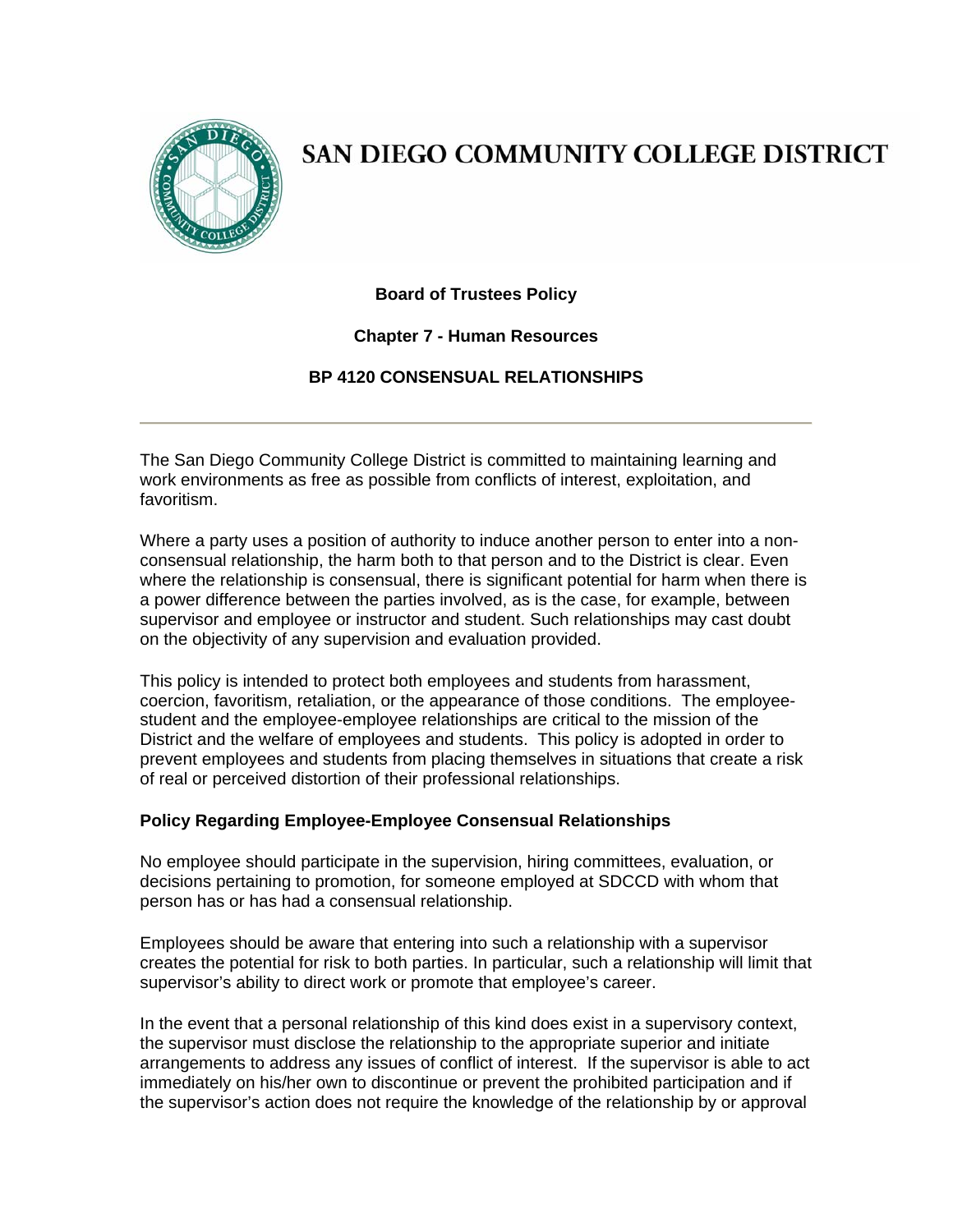# SAN DIEGO COMMUNITY COLLEGE DISTRICT

**Board of Trustees Policy**

**Chapter 7 - Human Resources**

**BP 4120 CONSENSUAL RELATIONSHIPS**

---

The San Diego Community College District is committed to maintaining learning and work environments as free as possible from conflicts of interest, exploitation, and favoritism.

Where a party uses a position of authority to induce another person to enter into a non-consensual relationship, the harm both to that person and to the District is clear. Even where the relationship is consensual, there is significant potential for harm when there is a power difference between the parties involved, as is the case, for example, between supervisor and employee or instructor and student. Such relationships may cast doubt on the objectivity of any supervision and evaluation provided.

This policy is intended to protect both employees and students from harassment, coercion, favoritism, retaliation, or the appearance of those conditions. The employee-student and the employee-employee relationships are critical to the mission of the District and the welfare of employees and students. This policy is adopted in order to prevent employees and students from placing themselves in situations that create a risk of real or perceived distortion of their professional relationships.

**Policy Regarding Employee-Employee Consensual Relationships**

No employee should participate in the supervision, hiring committees, evaluation, or decisions pertaining to promotion, for someone employed at SDCCD with whom that person has or has had a consensual relationship.

Employees should be aware that entering into such a relationship with a supervisor creates the potential for risk to both parties. In particular, such a relationship will limit that supervisor's ability to direct work or promote that employee's career.

In the event that a personal relationship of this kind does exist in a supervisory context, the supervisor must disclose the relationship to the appropriate superior and initiate arrangements to address any issues of conflict of interest. If the supervisor is able to act immediately on his/her own to discontinue or prevent the prohibited participation and if the supervisor's action does not require the knowledge of the relationship by or approval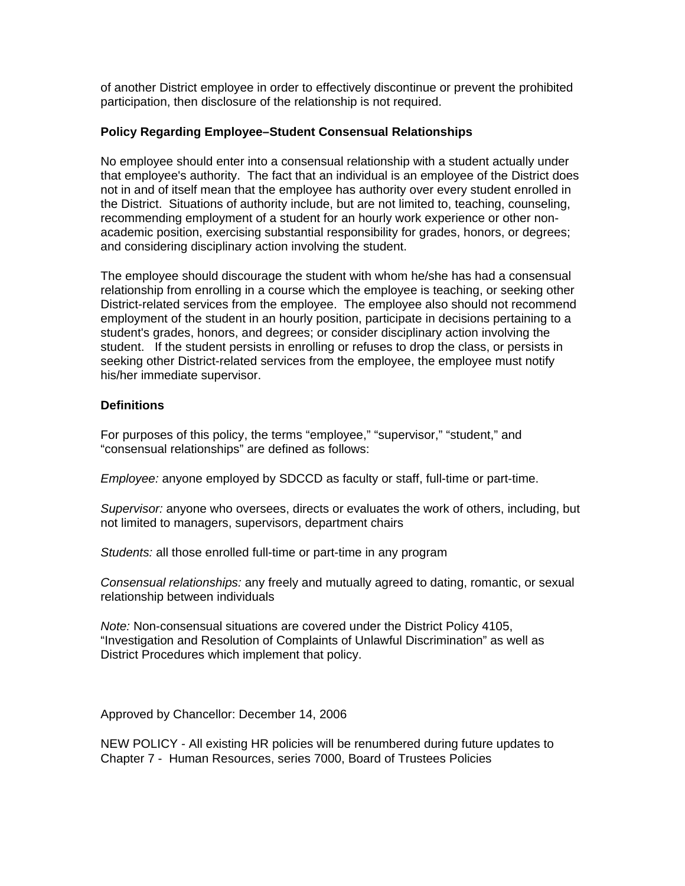of another District employee in order to effectively discontinue or prevent the prohibited participation, then disclosure of the relationship is not required.

**Policy Regarding Employee–Student Consensual Relationships**

No employee should enter into a consensual relationship with a student actually under that employee's authority. The fact that an individual is an employee of the District does not in and of itself mean that the employee has authority over every student enrolled in the District. Situations of authority include, but are not limited to, teaching, counseling, recommending employment of a student for an hourly work experience or other non-academic position, exercising substantial responsibility for grades, honors, or degrees; and considering disciplinary action involving the student.

The employee should discourage the student with whom he/she has had a consensual relationship from enrolling in a course which the employee is teaching, or seeking other District-related services from the employee. The employee also should not recommend employment of the student in an hourly position, participate in decisions pertaining to a student's grades, honors, and degrees; or consider disciplinary action involving the student. If the student persists in enrolling or refuses to drop the class, or persists in seeking other District-related services from the employee, the employee must notify his/her immediate supervisor.

**Definitions**

For purposes of this policy, the terms "employee," "supervisor," "student," and "consensual relationships" are defined as follows:

*Employee:* anyone employed by SDCCD as faculty or staff, full-time or part-time.

*Supervisor:* anyone who oversees, directs or evaluates the work of others, including, but not limited to managers, supervisors, department chairs

*Students:* all those enrolled full-time or part-time in any program

*Consensual relationships:* any freely and mutually agreed to dating, romantic, or sexual relationship between individuals

*Note:* Non-consensual situations are covered under the District Policy 4105, "Investigation and Resolution of Complaints of Unlawful Discrimination" as well as District Procedures which implement that policy.

Approved by Chancellor: December 14, 2006

NEW POLICY - All existing HR policies will be renumbered during future updates to Chapter 7 - Human Resources, series 7000, Board of Trustees Policies